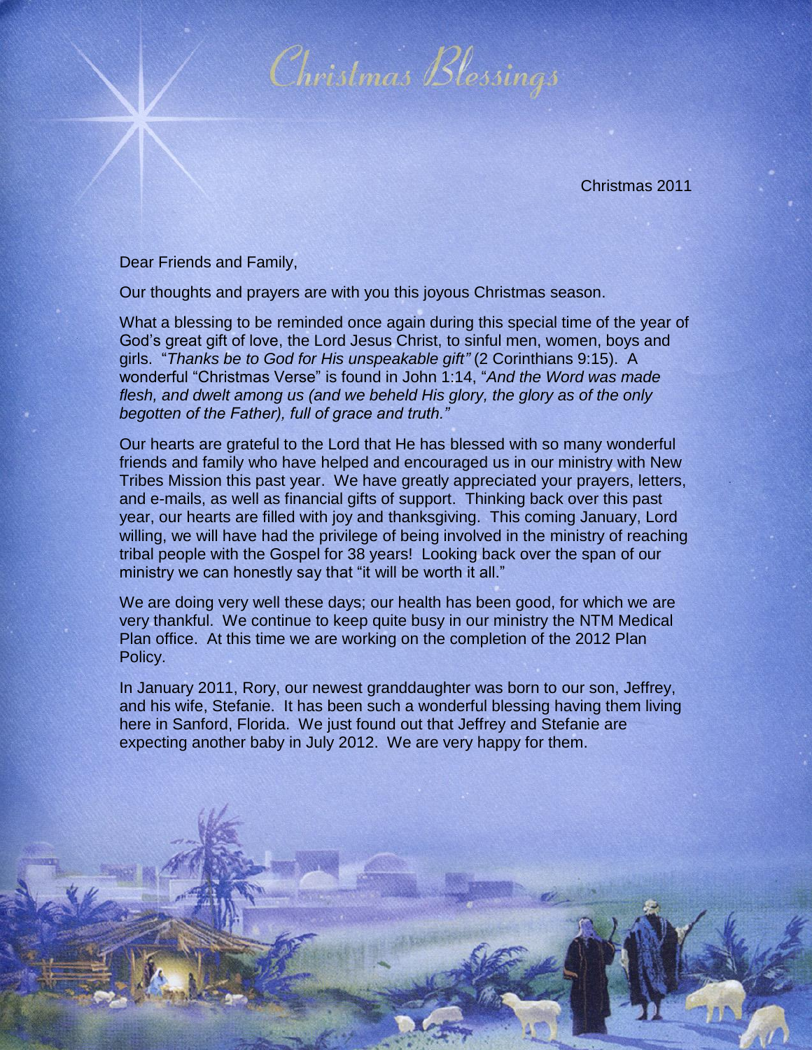# Christmas Blessings

Christmas 2011

Dear Friends and Family,

Our thoughts and prayers are with you this joyous Christmas season.

What a blessing to be reminded once again during this special time of the year of God's great gift of love, the Lord Jesus Christ, to sinful men, women, boys and girls. "*Thanks be to God for His unspeakable gift"* (2 Corinthians 9:15). A wonderful "Christmas Verse" is found in John 1:14, "*And the Word was made flesh, and dwelt among us (and we beheld His glory, the glory as of the only begotten of the Father), full of grace and truth."*

Our hearts are grateful to the Lord that He has blessed with so many wonderful friends and family who have helped and encouraged us in our ministry with New Tribes Mission this past year. We have greatly appreciated your prayers, letters, and e-mails, as well as financial gifts of support. Thinking back over this past year, our hearts are filled with joy and thanksgiving. This coming January, Lord willing, we will have had the privilege of being involved in the ministry of reaching tribal people with the Gospel for 38 years! Looking back over the span of our ministry we can honestly say that "it will be worth it all."

We are doing very well these days; our health has been good, for which we are very thankful. We continue to keep quite busy in our ministry the NTM Medical Plan office. At this time we are working on the completion of the 2012 Plan Policy.

In January 2011, Rory, our newest granddaughter was born to our son, Jeffrey, and his wife, Stefanie. It has been such a wonderful blessing having them living here in Sanford, Florida. We just found out that Jeffrey and Stefanie are expecting another baby in July 2012. We are very happy for them.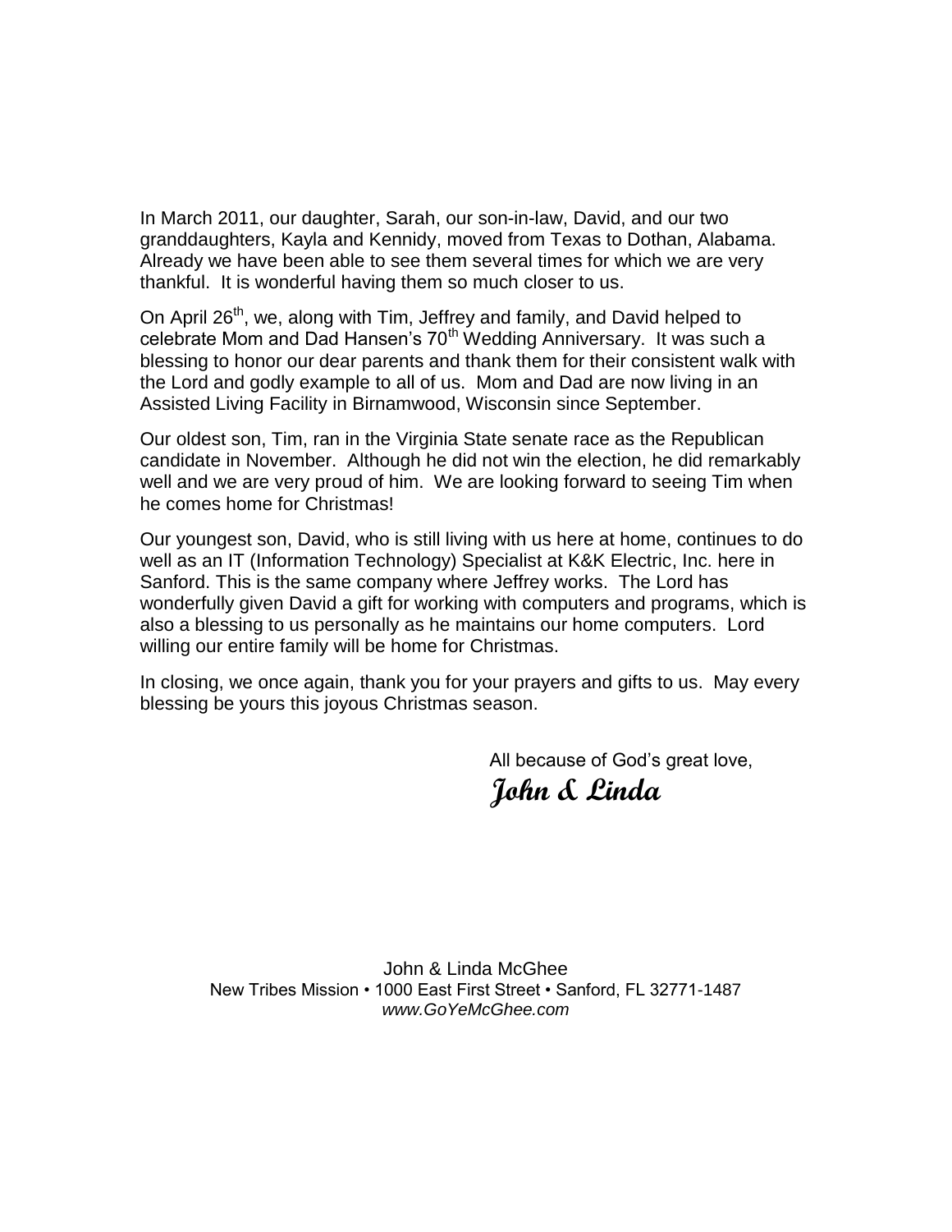In March 2011, our daughter, Sarah, our son-in-law, David, and our two granddaughters, Kayla and Kennidy, moved from Texas to Dothan, Alabama. Already we have been able to see them several times for which we are very thankful. It is wonderful having them so much closer to us.

On April 26th, we, along with Tim, Jeffrey and family, and David helped to celebrate Mom and Dad Hansen's 70th Wedding Anniversary. It was such a blessing to honor our dear parents and thank them for their consistent walk with the Lord and godly example to all of us. Mom and Dad are now living in an Assisted Living Facility in Birnamwood, Wisconsin since September.

Our oldest son, Tim, ran in the Virginia State senate race as the Republican candidate in November. Although he did not win the election, he did remarkably well and we are very proud of him. We are looking forward to seeing Tim when he comes home for Christmas!

Our youngest son, David, who is still living with us here at home, continues to do well as an IT (Information Technology) Specialist at K&K Electric, Inc. here in Sanford. This is the same company where Jeffrey works. The Lord has wonderfully given David a gift for working with computers and programs, which is also a blessing to us personally as he maintains our home computers. Lord willing our entire family will be home for Christmas.

In closing, we once again, thank you for your prayers and gifts to us. May every blessing be yours this joyous Christmas season.

All because of God's great love,
**John & Linda**

John & Linda McGhee
New Tribes Mission • 1000 East First Street • Sanford, FL 32771-1487
*www.GoYeMcGhee.com*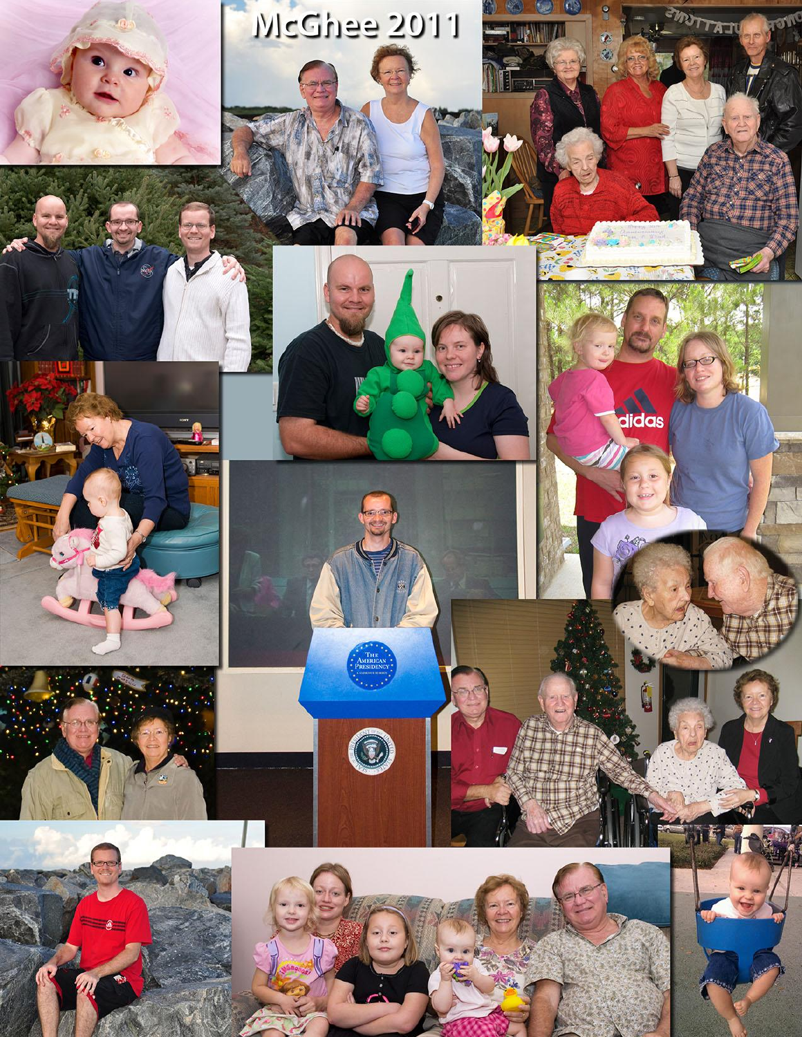# McGhee 2011